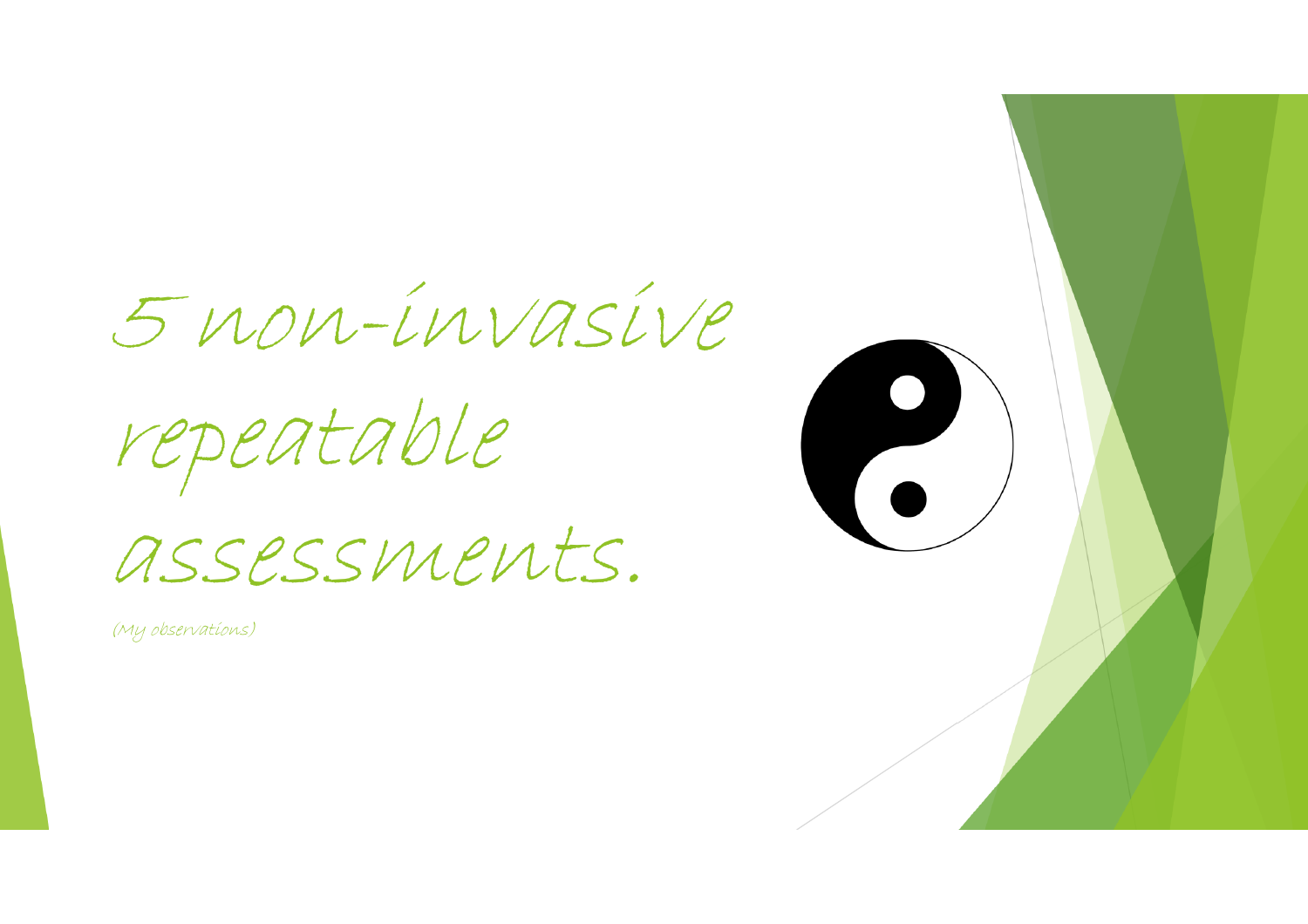# 5 non-invasive repeatable assessments.

(My observations)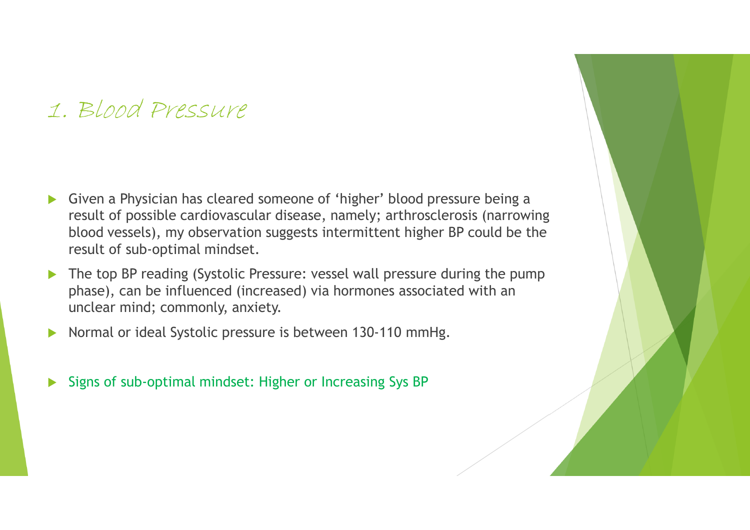# 1. Blood Pressure

- Given a Physician has cleared someone of ‘higher’ blood pressure being a result of possible cardiovascular disease, namely; arthrosclerosis (narrowing blood vessels), my observation suggests intermittent higher BP could be the result of sub-optimal mindset.
- The top BP reading (Systolic Pressure: vessel wall pressure during the pump phase), can be influenced (increased) via hormones associated with an unclear mind; commonly, anxiety.
- Normal or ideal Systolic pressure is between 130-110 mmHg.
- Signs of sub-optimal mindset: Higher or Increasing Sys BP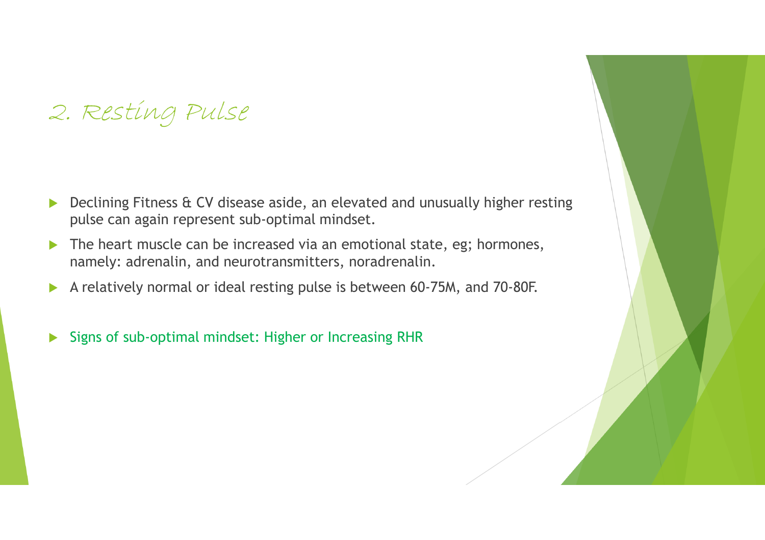# 2. Resting Pulse

- Declining Fitness & CV disease aside, an elevated and unusually higher resting pulse can again represent sub-optimal mindset.
- The heart muscle can be increased via an emotional state, eg; hormones, namely: adrenalin, and neurotransmitters, noradrenalin.
- A relatively normal or ideal resting pulse is between 60-75M, and 70-80F.
- Signs of sub-optimal mindset: Higher or Increasing RHR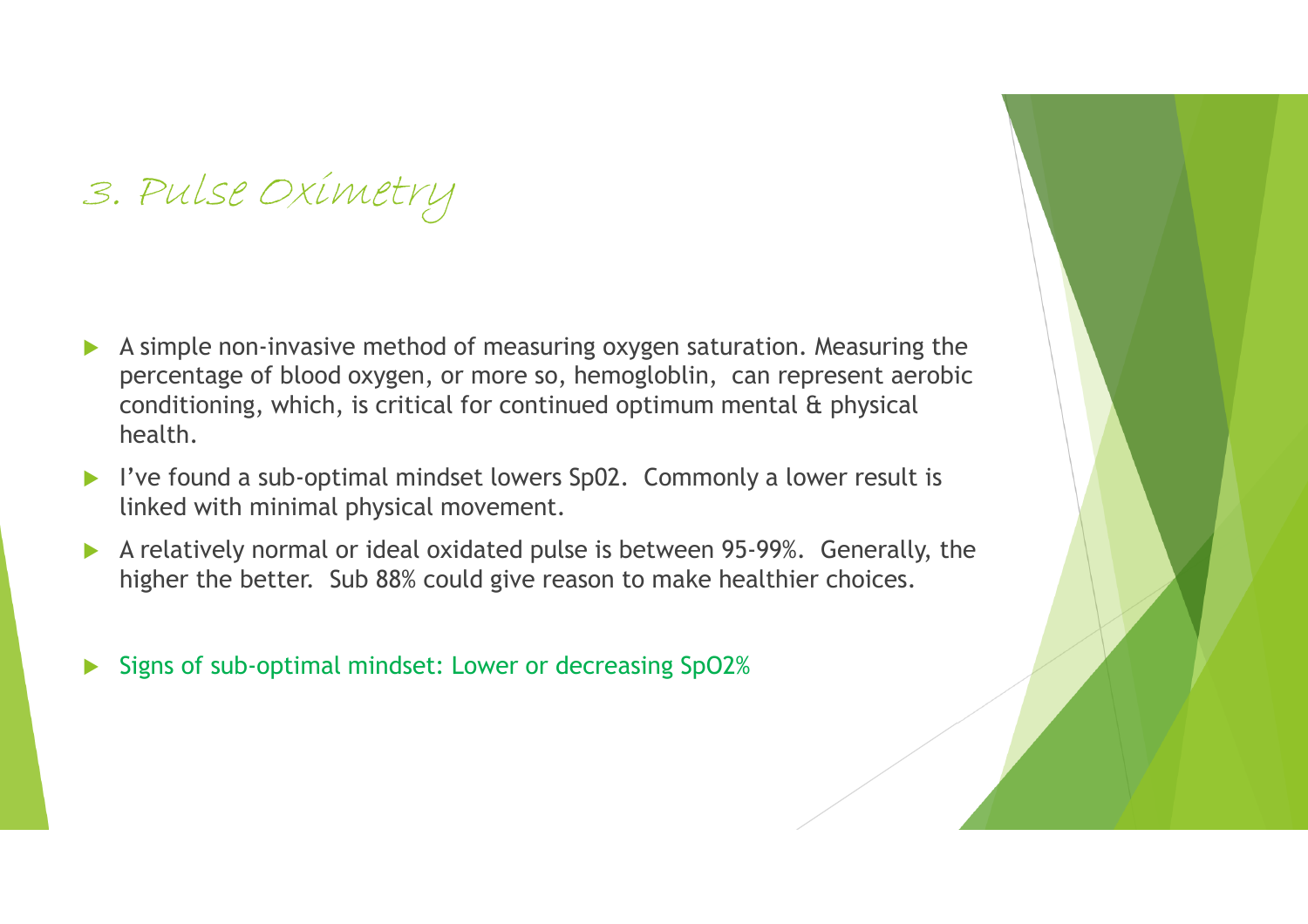# 3. Pulse Oximetry

- A simple non-invasive method of measuring oxygen saturation. Measuring the percentage of blood oxygen, or more so, hemogloblin, can represent aerobic conditioning, which, is critical for continued optimum mental & physical health.
- I've found a sub-optimal mindset lowers Sp02. Commonly a lower result is linked with minimal physical movement.
- A relatively normal or ideal oxidated pulse is between 95-99%. Generally, the higher the better. Sub 88% could give reason to make healthier choices.
- Signs of sub-optimal mindset: Lower or decreasing SpO2%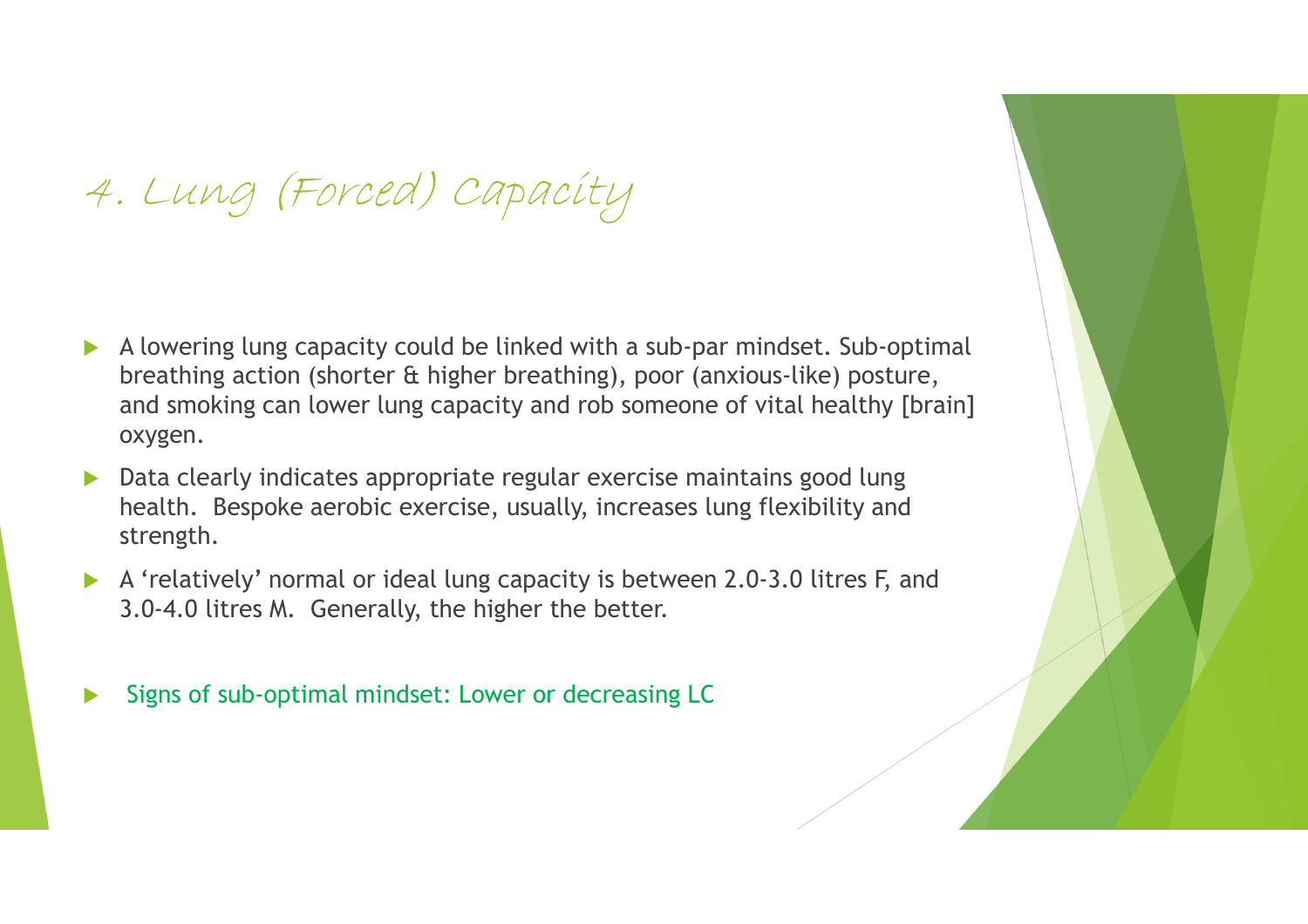# 4. Lung (Forced) Capacity

- A lowering lung capacity could be linked with a sub-par mindset. Sub-optimal breathing action (shorter & higher breathing), poor (anxious-like) posture, and smoking can lower lung capacity and rob someone of vital healthy [brain] oxygen.
- Data clearly indicates appropriate regular exercise maintains good lung health. Bespoke aerobic exercise, usually, increases lung flexibility and strength.
- A 'relatively' normal or ideal lung capacity is between 2.0-3.0 litres F, and 3.0-4.0 litres M. Generally, the higher the better.

- Signs of sub-optimal mindset: Lower or decreasing LC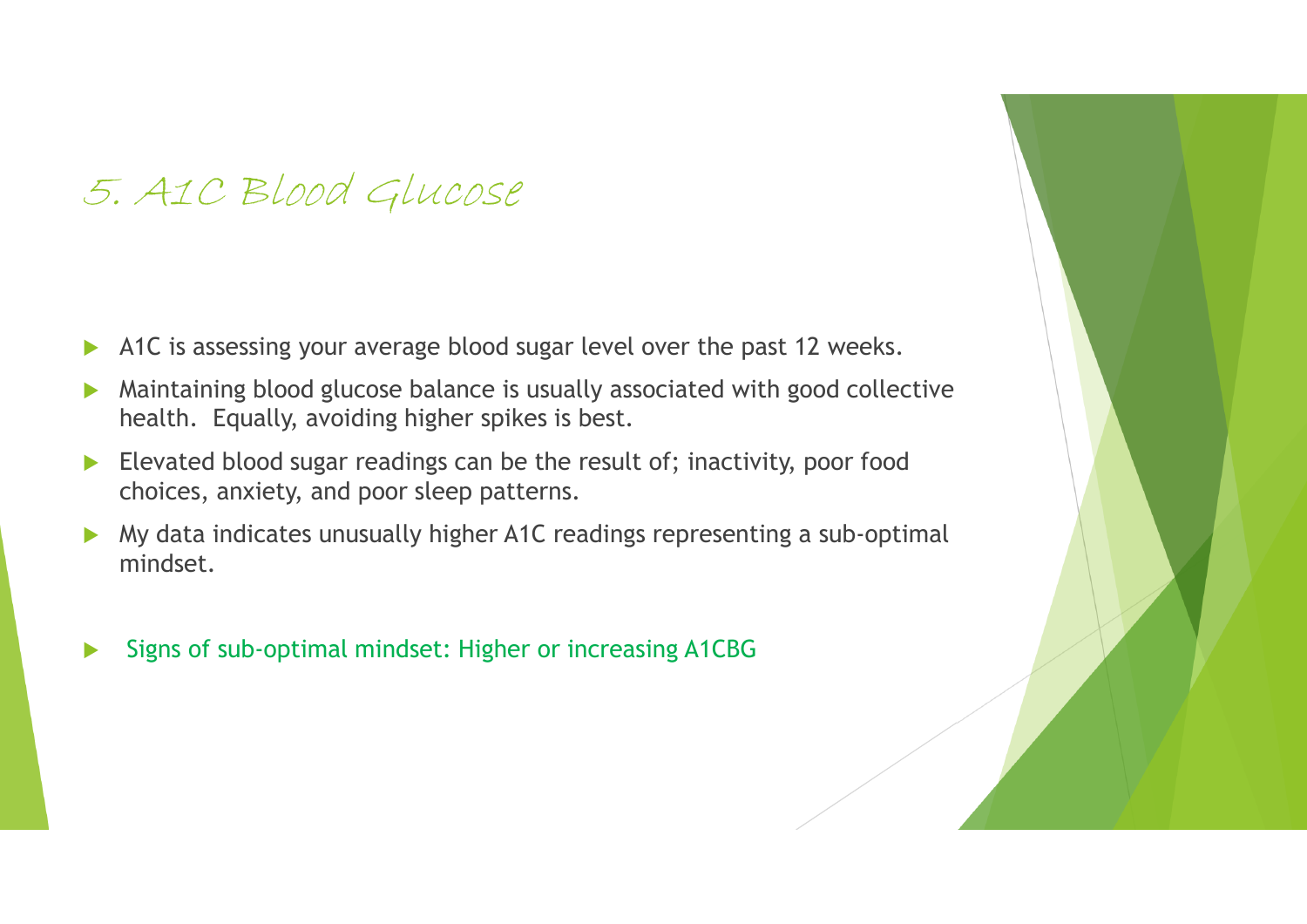# 5. A1C Blood Glucose

- A1C is assessing your average blood sugar level over the past 12 weeks.
- Maintaining blood glucose balance is usually associated with good collective health. Equally, avoiding higher spikes is best.
- Elevated blood sugar readings can be the result of; inactivity, poor food choices, anxiety, and poor sleep patterns.
- My data indicates unusually higher A1C readings representing a sub-optimal mindset.

- Signs of sub-optimal mindset: Higher or increasing A1CBG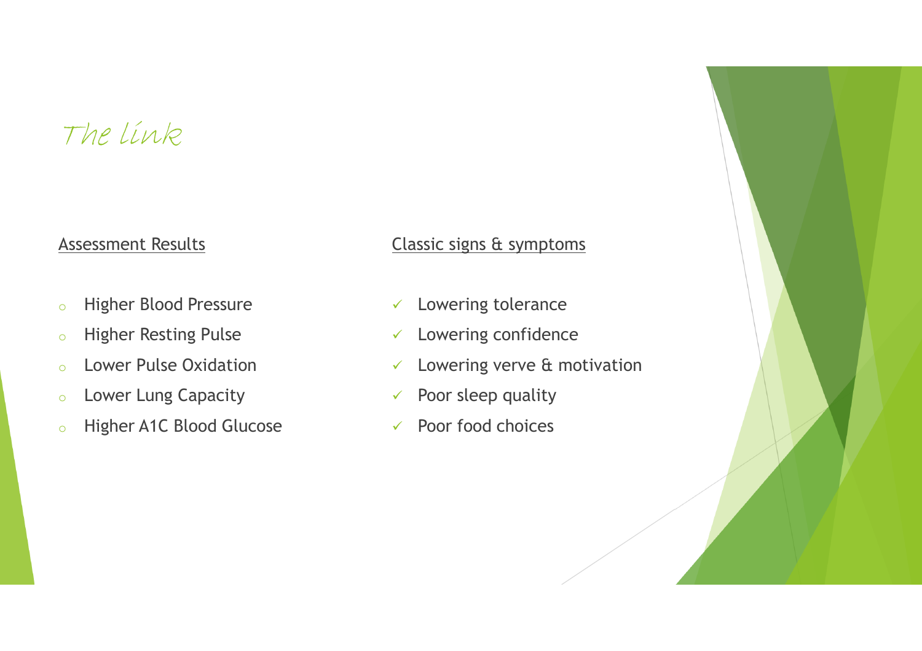# The link

Assessment Results

- Higher Blood Pressure
- Higher Resting Pulse
- Lower Pulse Oxidation
- Lower Lung Capacity
- Higher A1C Blood Glucose

Classic signs & symptoms

- ✓ Lowering tolerance
- ✓ Lowering confidence
- ✓ Lowering verve & motivation
- ✓ Poor sleep quality
- ✓ Poor food choices